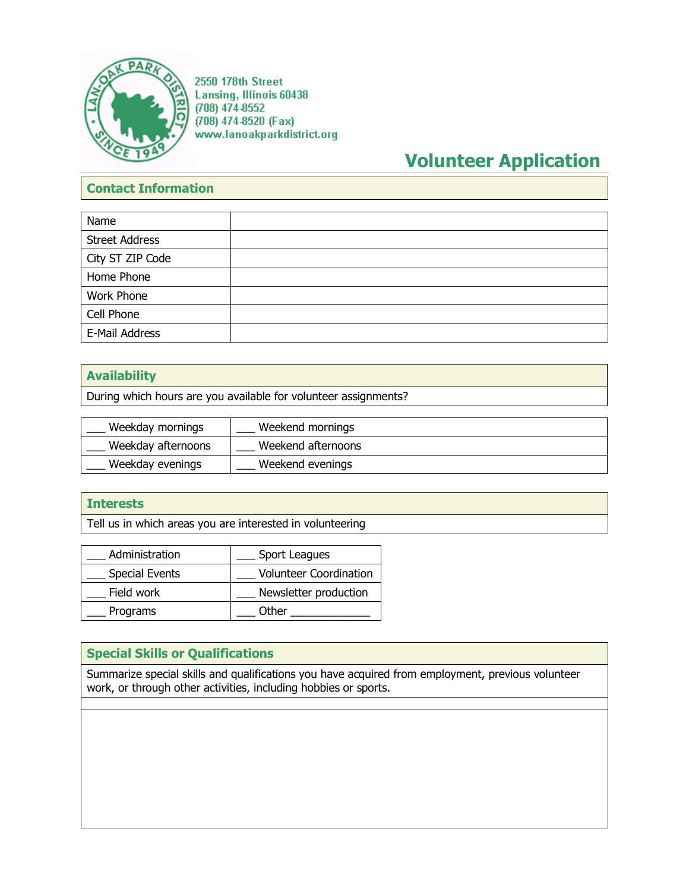2550 178th Street
Lansing, Illinois 60438
(708) 474-8552
(708) 474-8520 (Fax)
www.lanoakparkdistrict.org

# Volunteer Application

## Contact Information

| | |
|---|---|
| Name | |
| Street Address | |
| City ST ZIP Code | |
| Home Phone | |
| Work Phone | |
| Cell Phone | |
| E-Mail Address | |

## Availability

During which hours are you available for volunteer assignments?

| | |
|---|---|
| ___ Weekday mornings | ___ Weekend mornings |
| ___ Weekday afternoons | ___ Weekend afternoons |
| ___ Weekday evenings | ___ Weekend evenings |

## Interests

Tell us in which areas you are interested in volunteering

| | |
|---|---|
| ___ Administration | ___ Sport Leagues |
| ___ Special Events | ___ Volunteer Coordination |
| ___ Field work | ___ Newsletter production |
| ___ Programs | ___ Other ______________ |

## Special Skills or Qualifications

Summarize special skills and qualifications you have acquired from employment, previous volunteer work, or through other activities, including hobbies or sports.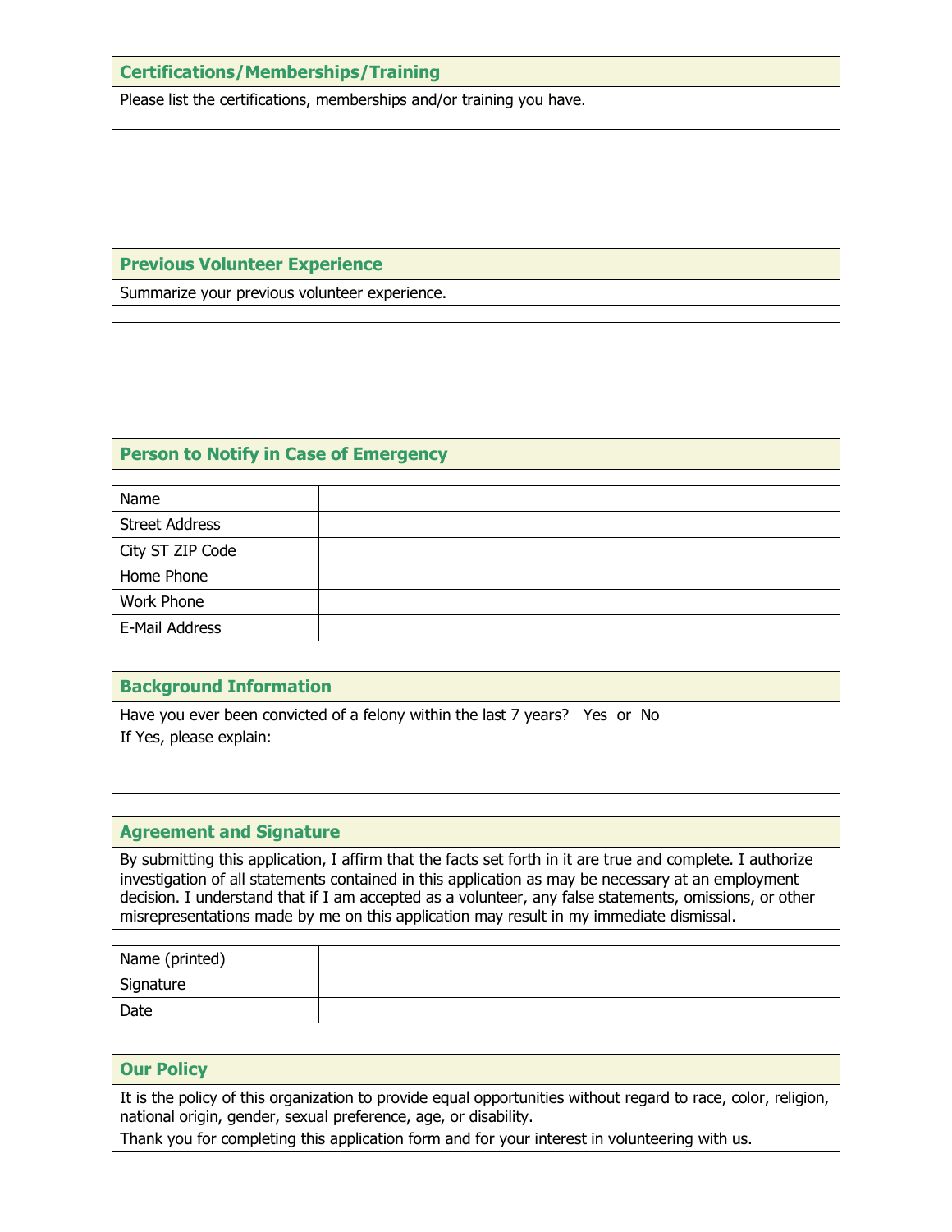## Certifications/Memberships/Training

Please list the certifications, memberships and/or training you have.

## Previous Volunteer Experience

Summarize your previous volunteer experience.

## Person to Notify in Case of Emergency

| | |
|---|---|
| Name | |
| Street Address | |
| City ST ZIP Code | |
| Home Phone | |
| Work Phone | |
| E-Mail Address | |

## Background Information

Have you ever been convicted of a felony within the last 7 years? Yes or No

If Yes, please explain:

## Agreement and Signature

By submitting this application, I affirm that the facts set forth in it are true and complete. I authorize investigation of all statements contained in this application as may be necessary at an employment decision. I understand that if I am accepted as a volunteer, any false statements, omissions, or other misrepresentations made by me on this application may result in my immediate dismissal.

| | |
|---|---|
| Name (printed) | |
| Signature | |
| Date | |

## Our Policy

It is the policy of this organization to provide equal opportunities without regard to race, color, religion, national origin, gender, sexual preference, age, or disability.

Thank you for completing this application form and for your interest in volunteering with us.